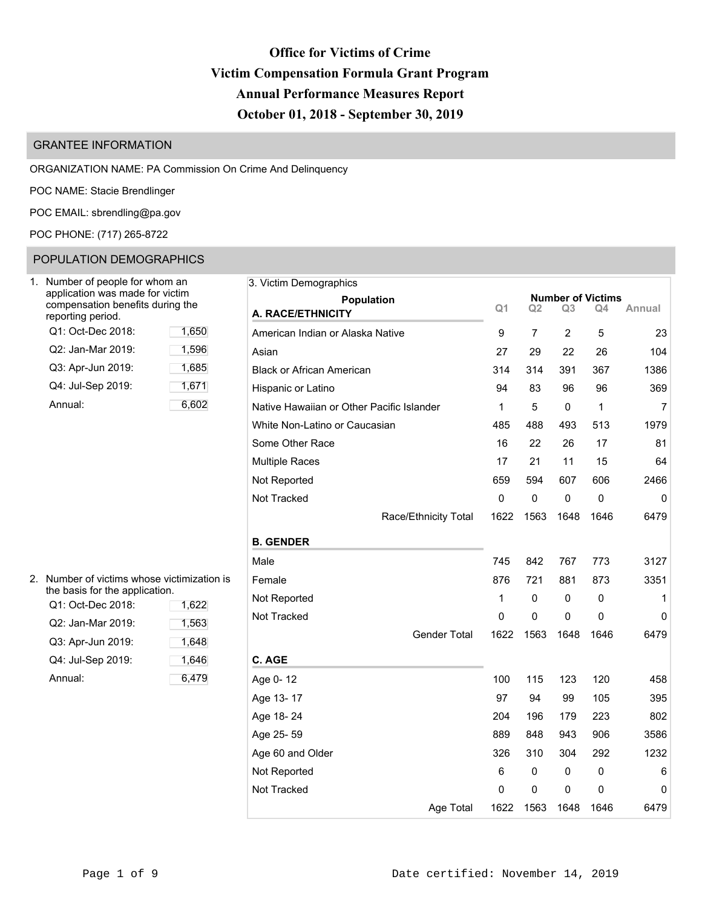# Office for Victims of Crime
# Victim Compensation Formula Grant Program
# Annual Performance Measures Report
# October 01, 2018 - September 30, 2019

## GRANTEE INFORMATION

ORGANIZATION NAME: PA Commission On Crime And Delinquency

POC NAME: Stacie Brendlinger

POC EMAIL: sbrendling@pa.gov

POC PHONE: (717) 265-8722

## POPULATION DEMOGRAPHICS

1. Number of people for whom an application was made for victim compensation benefits during the reporting period.

| Period | Count |
|---|---|
| Q1: Oct-Dec 2018: | 1,650 |
| Q2: Jan-Mar 2019: | 1,596 |
| Q3: Apr-Jun 2019: | 1,685 |
| Q4: Jul-Sep 2019: | 1,671 |
| Annual: | 6,602 |

2. Number of victims whose victimization is the basis for the application.

| Period | Count |
|---|---|
| Q1: Oct-Dec 2018: | 1,622 |
| Q2: Jan-Mar 2019: | 1,563 |
| Q3: Apr-Jun 2019: | 1,648 |
| Q4: Jul-Sep 2019: | 1,646 |
| Annual: | 6,479 |

3. Victim Demographics

| Population | Number of Victims | | | | |
|---|---|---|---|---|---|
| | Q1 | Q2 | Q3 | Q4 | Annual |
| **A. RACE/ETHNICITY** | | | | | |
| American Indian or Alaska Native | 9 | 7 | 2 | 5 | 23 |
| Asian | 27 | 29 | 22 | 26 | 104 |
| Black or African American | 314 | 314 | 391 | 367 | 1386 |
| Hispanic or Latino | 94 | 83 | 96 | 96 | 369 |
| Native Hawaiian or Other Pacific Islander | 1 | 5 | 0 | 1 | 7 |
| White Non-Latino or Caucasian | 485 | 488 | 493 | 513 | 1979 |
| Some Other Race | 16 | 22 | 26 | 17 | 81 |
| Multiple Races | 17 | 21 | 11 | 15 | 64 |
| Not Reported | 659 | 594 | 607 | 606 | 2466 |
| Not Tracked | 0 | 0 | 0 | 0 | 0 |
| Race/Ethnicity Total | 1622 | 1563 | 1648 | 1646 | 6479 |
| **B. GENDER** | | | | | |
| Male | 745 | 842 | 767 | 773 | 3127 |
| Female | 876 | 721 | 881 | 873 | 3351 |
| Not Reported | 1 | 0 | 0 | 0 | 1 |
| Not Tracked | 0 | 0 | 0 | 0 | 0 |
| Gender Total | 1622 | 1563 | 1648 | 1646 | 6479 |
| **C. AGE** | | | | | |
| Age 0- 12 | 100 | 115 | 123 | 120 | 458 |
| Age 13- 17 | 97 | 94 | 99 | 105 | 395 |
| Age 18- 24 | 204 | 196 | 179 | 223 | 802 |
| Age 25- 59 | 889 | 848 | 943 | 906 | 3586 |
| Age 60 and Older | 326 | 310 | 304 | 292 | 1232 |
| Not Reported | 6 | 0 | 0 | 0 | 6 |
| Not Tracked | 0 | 0 | 0 | 0 | 0 |
| Age Total | 1622 | 1563 | 1648 | 1646 | 6479 |

Date certified: November 14, 2019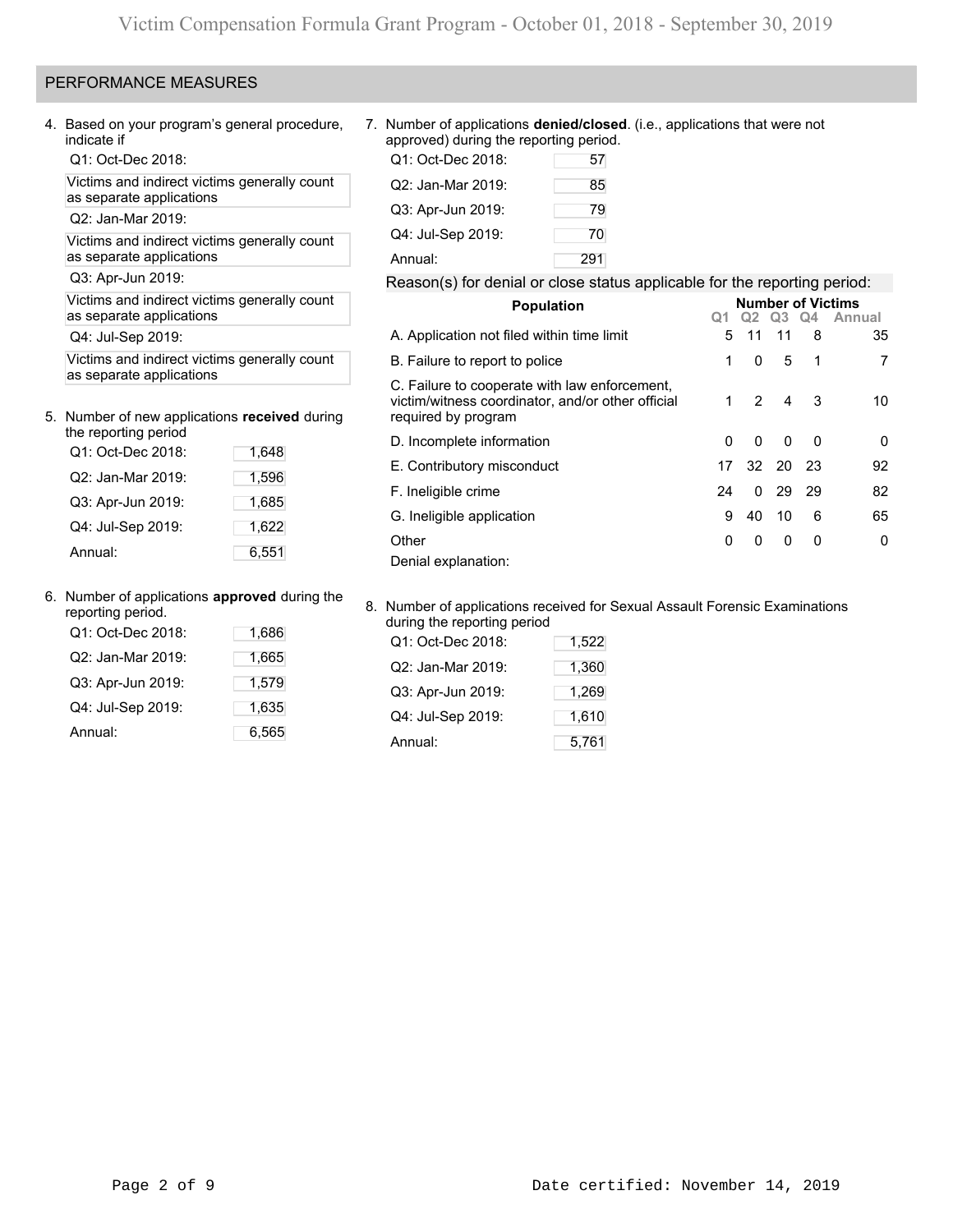## PERFORMANCE MEASURES

4. Based on your program's general procedure, indicate if

Q1: Oct-Dec 2018:

Victims and indirect victims generally count as separate applications

Q2: Jan-Mar 2019:

Victims and indirect victims generally count as separate applications

Q3: Apr-Jun 2019:

Victims and indirect victims generally count as separate applications

Q4: Jul-Sep 2019:

Victims and indirect victims generally count as separate applications

5. Number of new applications **received** during the reporting period

| | |
|---|---|
| Q1: Oct-Dec 2018: | 1,648 |
| Q2: Jan-Mar 2019: | 1,596 |
| Q3: Apr-Jun 2019: | 1,685 |
| Q4: Jul-Sep 2019: | 1,622 |
| Annual: | 6,551 |

6. Number of applications **approved** during the reporting period.

| | |
|---|---|
| Q1: Oct-Dec 2018: | 1,686 |
| Q2: Jan-Mar 2019: | 1,665 |
| Q3: Apr-Jun 2019: | 1,579 |
| Q4: Jul-Sep 2019: | 1,635 |
| Annual: | 6,565 |

7. Number of applications **denied/closed**. (i.e., applications that were not approved) during the reporting period.

| | |
|---|---|
| Q1: Oct-Dec 2018: | 57 |
| Q2: Jan-Mar 2019: | 85 |
| Q3: Apr-Jun 2019: | 79 |
| Q4: Jul-Sep 2019: | 70 |
| Annual: | 291 |

Reason(s) for denial or close status applicable for the reporting period:

| Population | Number of Victims | | | | |
|---|---|---|---|---|---|
| | Q1 | Q2 | Q3 | Q4 | Annual |
| A. Application not filed within time limit | 5 | 11 | 11 | 8 | 35 |
| B. Failure to report to police | 1 | 0 | 5 | 1 | 7 |
| C. Failure to cooperate with law enforcement, victim/witness coordinator, and/or other official required by program | 1 | 2 | 4 | 3 | 10 |
| D. Incomplete information | 0 | 0 | 0 | 0 | 0 |
| E. Contributory misconduct | 17 | 32 | 20 | 23 | 92 |
| F. Ineligible crime | 24 | 0 | 29 | 29 | 82 |
| G. Ineligible application | 9 | 40 | 10 | 6 | 65 |
| Other | 0 | 0 | 0 | 0 | 0 |

Denial explanation:

8. Number of applications received for Sexual Assault Forensic Examinations during the reporting period

| | |
|---|---|
| Q1: Oct-Dec 2018: | 1,522 |
| Q2: Jan-Mar 2019: | 1,360 |
| Q3: Apr-Jun 2019: | 1,269 |
| Q4: Jul-Sep 2019: | 1,610 |
| Annual: | 5,761 |

Date certified: November 14, 2019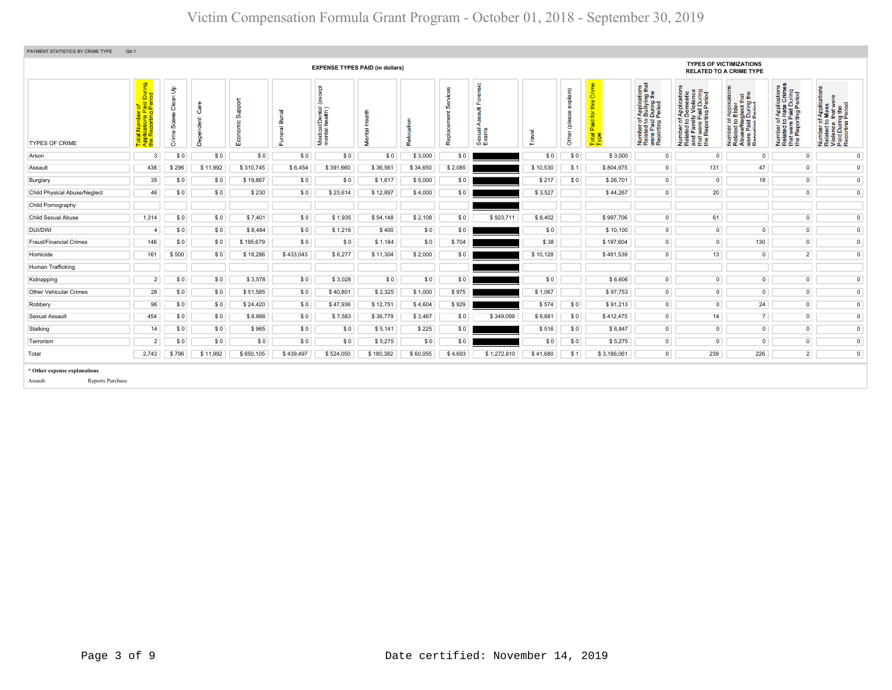# Victim Compensation Formula Grant Program - October 01, 2018 - September 30, 2019

PAYMENT STATISTICS BY CRIME TYPE Qtr:1

| TYPES OF CRIME | Total Number of Applications Paid During the Reporting Period | EXPENSE TYPES PAID (in dollars) | | | | | | | | | | | | Total Paid for this Crime Type | TYPES OF VICTIMIZATIONS RELATED TO A CRIME TYPE | | | | |
|---|---|---|---|---|---|---|---|---|---|---|---|---|---|---|---|---|---|---|---|
| | | Crime Scene Clean Up | Dependent Care | Economic Support | Funeral Burial | Medical/Dental (except mental health) | Mental Health | Relocation | Replacement Services | Sexual Assault Forensic Exams | Travel | Other (please explain) | | | Number of Applications Related to Bullying that were Paid During the Reporting Period | Number of Applications Related to Domestic and Family Violence that were Paid During the Reporting Period | Number of Applications Related to Elder Abuse/Neglect that were Paid During the Reporting Period | Number of Applications Related to Hate Crimes that were Paid During the Reporting Period | Number of Applications Related to Mass Violence that were Paid During the Reporting Period |
| Arson | 3 | $ 0 | $ 0 | $ 0 | $ 0 | $ 0 | $ 0 | $ 3,000 | $ 0 | | $ 0 | $ 0 | $ 3,000 | 0 | 0 | 0 | 0 | 0 |
| Assault | 438 | $ 296 | $ 11,992 | $ 310,745 | $ 6,454 | $ 391,660 | $ 36,561 | $ 34,650 | $ 2,085 | | $ 10,530 | $ 1 | $ 804,975 | 0 | 131 | 47 | 0 | 0 |
| Burglary | 35 | $ 0 | $ 0 | $ 19,867 | $ 0 | $ 0 | $ 1,617 | $ 5,000 | $ 0 | | $ 217 | $ 0 | $ 26,701 | 0 | 0 | 18 | 0 | 0 |
| Child Physical Abuse/Neglect | 46 | $ 0 | $ 0 | $ 230 | $ 0 | $ 23,614 | $ 12,897 | $ 4,000 | $ 0 | | $ 3,527 | | $ 44,267 | 0 | 20 | | 0 | 0 |
| Child Pornography | | | | | | | | | | | | | | | | | | |
| Child Sexual Abuse | 1,314 | $ 0 | $ 0 | $ 7,401 | $ 0 | $ 1,935 | $ 54,148 | $ 2,108 | $ 0 | $ 923,711 | $ 8,402 | | $ 997,706 | 0 | 61 | | 0 | 0 |
| DUI/DWI | 4 | $ 0 | $ 0 | $ 8,484 | $ 0 | $ 1,216 | $ 400 | $ 0 | $ 0 | | $ 0 | | $ 10,100 | 0 | 0 | 0 | 0 | 0 |
| Fraud/Financial Crimes | 146 | $ 0 | $ 0 | $ 195,679 | $ 0 | $ 0 | $ 1,184 | $ 0 | $ 704 | | $ 38 | | $ 197,604 | 0 | 0 | 130 | 0 | 0 |
| Homicide | 161 | $ 500 | $ 0 | $ 18,286 | $ 433,043 | $ 6,277 | $ 11,304 | $ 2,000 | $ 0 | | $ 10,128 | | $ 481,539 | 0 | 13 | 0 | 2 | 0 |
| Human Trafficking | | | | | | | | | | | | | | | | | | |
| Kidnapping | 2 | $ 0 | $ 0 | $ 3,578 | $ 0 | $ 3,028 | $ 0 | $ 0 | $ 0 | | $ 0 | | $ 6,606 | 0 | 0 | 0 | 0 | 0 |
| Other Vehicular Crimes | 28 | $ 0 | $ 0 | $ 51,585 | $ 0 | $ 40,801 | $ 2,325 | $ 1,000 | $ 975 | | $ 1,067 | | $ 97,753 | 0 | 0 | 0 | 0 | 0 |
| Robbery | 96 | $ 0 | $ 0 | $ 24,420 | $ 0 | $ 47,936 | $ 12,751 | $ 4,604 | $ 929 | | $ 574 | $ 0 | $ 91,213 | 0 | 0 | 24 | 0 | 0 |
| Sexual Assault | 454 | $ 0 | $ 0 | $ 8,866 | $ 0 | $ 7,583 | $ 36,779 | $ 3,467 | $ 0 | $ 349,099 | $ 6,681 | $ 0 | $ 412,475 | 0 | 14 | 7 | 0 | 0 |
| Stalking | 14 | $ 0 | $ 0 | $ 965 | $ 0 | $ 0 | $ 5,141 | $ 225 | $ 0 | | $ 516 | $ 0 | $ 6,847 | 0 | 0 | 0 | 0 | 0 |
| Terrorism | 2 | $ 0 | $ 0 | $ 0 | $ 0 | $ 0 | $ 5,275 | $ 0 | $ 0 | | $ 0 | $ 0 | $ 5,275 | 0 | 0 | 0 | 0 | 0 |
| Total | 2,743 | $ 796 | $ 11,992 | $ 650,105 | $ 439,497 | $ 524,050 | $ 180,382 | $ 60,055 | $ 4,693 | $ 1,272,810 | $ 41,680 | $ 1 | $ 3,186,061 | 0 | 239 | 226 | 2 | 0 |

**\* Other expense explanations**

Assault Reports Purchase

Date certified: November 14, 2019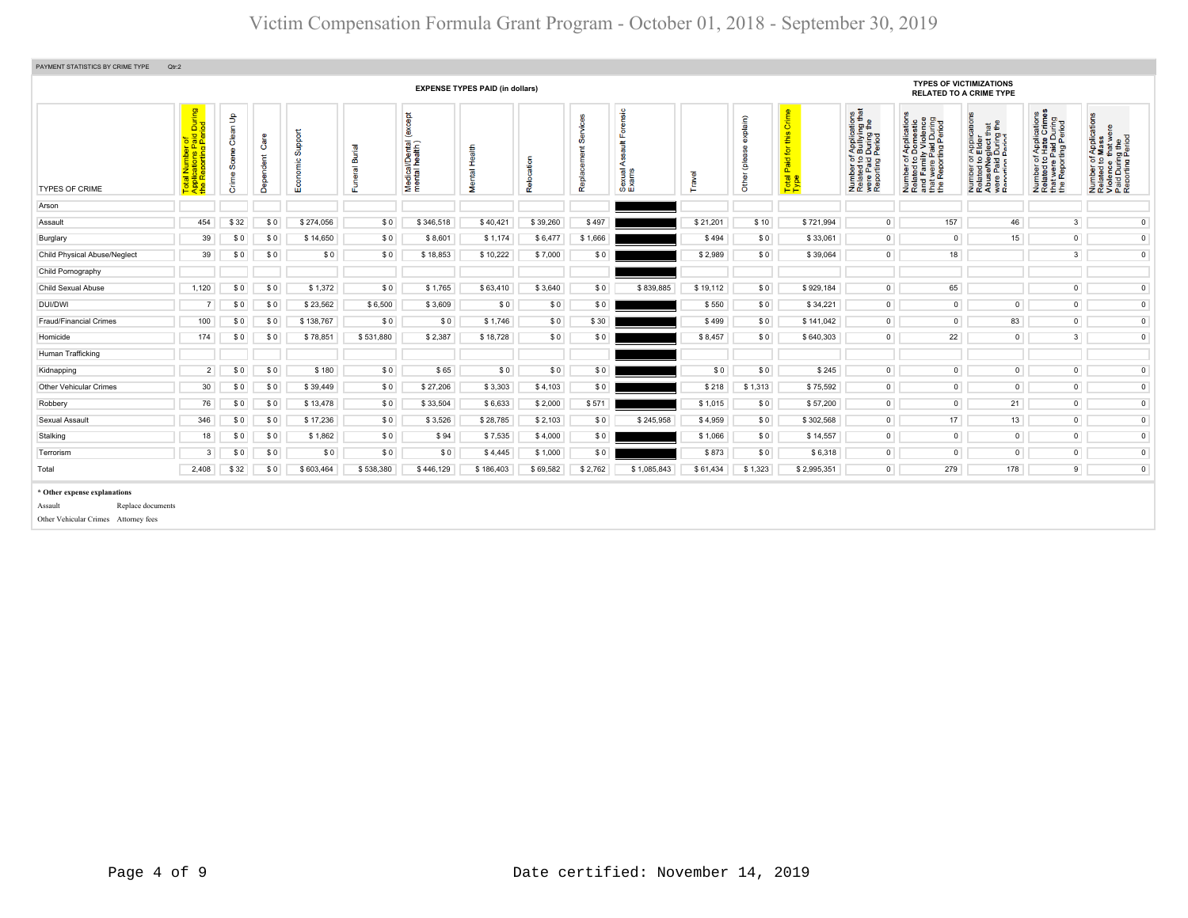# Victim Compensation Formula Grant Program - October 01, 2018 - September 30, 2019

PAYMENT STATISTICS BY CRIME TYPE Qtr:2

| TYPES OF CRIME | Total Number of Applications Paid During the Reporting Period | EXPENSE TYPES PAID (in dollars) | | | | | | | | | | | | Total Paid for this Crime Type | TYPES OF VICTIMIZATIONS RELATED TO A CRIME TYPE | | | | |
|---|---|---|---|---|---|---|---|---|---|---|---|---|---|---|---|---|---|---|---|
| | | Crime Scene Clean Up | Dependent Care | Economic Support | Funeral Burial | Medical/Dental (except mental health) | Mental Health | Relocation | Replacement Services | Sexual Assault Forensic Exams | Travel | Other (please explain) | | | Number of Applications Related to Bullying that were Paid During the Reporting Period | Number of Applications Related to Domestic and Family Violence that were Paid During the Reporting Period | Number of Applications Related to Elder Abuse/Neglect that were Paid During the Reporting Period | Number of Applications Related to Hate Crimes that were Paid During the Reporting Period | Number of Applications Related to Mass Violence that were Paid During the Reporting Period |
| Arson | | | | | | | | | | | | | | | | | | | |
| Assault | 454 | $ 32 | $ 0 | $ 274,056 | $ 0 | $ 346,518 | $ 40,421 | $ 39,260 | $ 497 | | $ 21,201 | $ 10 | $ 721,994 | | 0 | 157 | 46 | 3 | 0 |
| Burglary | 39 | $ 0 | $ 0 | $ 14,650 | $ 0 | $ 8,601 | $ 1,174 | $ 6,477 | $ 1,666 | | $ 494 | $ 0 | $ 33,061 | | 0 | 0 | 15 | 0 | 0 |
| Child Physical Abuse/Neglect | 39 | $ 0 | $ 0 | $ 0 | $ 0 | $ 18,853 | $ 10,222 | $ 7,000 | $ 0 | | $ 2,989 | $ 0 | $ 39,064 | | 0 | 18 | | 3 | 0 |
| Child Pornography | | | | | | | | | | | | | | | | | | | |
| Child Sexual Abuse | 1,120 | $ 0 | $ 0 | $ 1,372 | $ 0 | $ 1,765 | $ 63,410 | $ 3,640 | $ 0 | $ 839,885 | $ 19,112 | $ 0 | $ 929,184 | | 0 | 65 | | 0 | 0 |
| DUI/DWI | 7 | $ 0 | $ 0 | $ 23,562 | $ 6,500 | $ 3,609 | $ 0 | $ 0 | $ 0 | | $ 550 | $ 0 | $ 34,221 | | 0 | 0 | 0 | 0 | 0 |
| Fraud/Financial Crimes | 100 | $ 0 | $ 0 | $ 138,767 | $ 0 | $ 0 | $ 1,746 | $ 0 | $ 30 | | $ 499 | $ 0 | $ 141,042 | | 0 | 0 | 83 | 0 | 0 |
| Homicide | 174 | $ 0 | $ 0 | $ 78,851 | $ 531,880 | $ 2,387 | $ 18,728 | $ 0 | $ 0 | | $ 8,457 | $ 0 | $ 640,303 | | 0 | 22 | 0 | 3 | 0 |
| Human Trafficking | | | | | | | | | | | | | | | | | | | |
| Kidnapping | 2 | $ 0 | $ 0 | $ 180 | $ 0 | $ 65 | $ 0 | $ 0 | $ 0 | | $ 0 | $ 0 | $ 245 | | 0 | 0 | 0 | 0 | 0 |
| Other Vehicular Crimes | 30 | $ 0 | $ 0 | $ 39,449 | $ 0 | $ 27,206 | $ 3,303 | $ 4,103 | $ 0 | | $ 218 | $ 1,313 | $ 75,592 | | 0 | 0 | 0 | 0 | 0 |
| Robbery | 76 | $ 0 | $ 0 | $ 13,478 | $ 0 | $ 33,504 | $ 6,633 | $ 2,000 | $ 571 | | $ 1,015 | $ 0 | $ 57,200 | | 0 | 0 | 21 | 0 | 0 |
| Sexual Assault | 346 | $ 0 | $ 0 | $ 17,236 | $ 0 | $ 3,526 | $ 28,785 | $ 2,103 | $ 0 | $ 245,958 | $ 4,959 | $ 0 | $ 302,568 | | 0 | 17 | 13 | 0 | 0 |
| Stalking | 18 | $ 0 | $ 0 | $ 1,862 | $ 0 | $ 94 | $ 7,535 | $ 4,000 | $ 0 | | $ 1,066 | $ 0 | $ 14,557 | | 0 | 0 | 0 | 0 | 0 |
| Terrorism | 3 | $ 0 | $ 0 | $ 0 | $ 0 | $ 0 | $ 4,445 | $ 1,000 | $ 0 | | $ 873 | $ 0 | $ 6,318 | | 0 | 0 | 0 | 0 | 0 |
| Total | 2,408 | $ 32 | $ 0 | $ 603,464 | $ 538,380 | $ 446,129 | $ 186,403 | $ 69,582 | $ 2,762 | $ 1,085,843 | $ 61,434 | $ 1,323 | $ 2,995,351 | | 0 | 279 | 178 | 9 | 0 |

**\* Other expense explanations**

| | |
|---|---|
| Assault | Replace documents |
| Other Vehicular Crimes | Attorney fees |

Date certified: November 14, 2019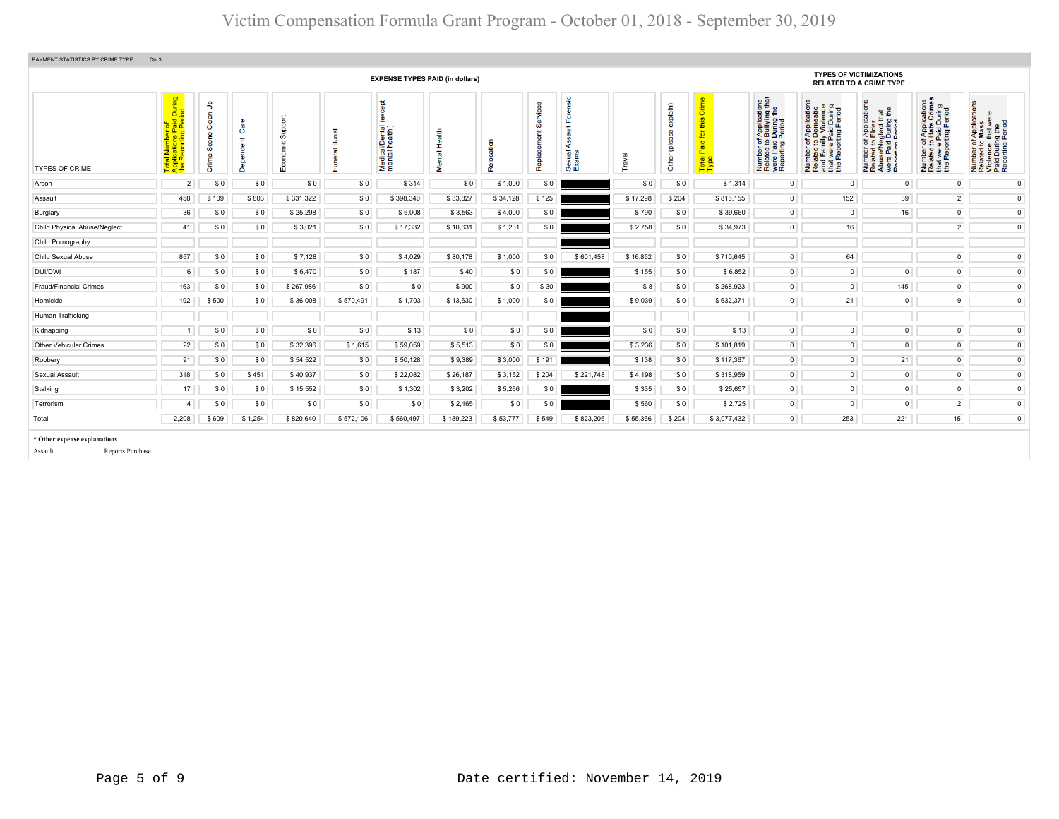# Victim Compensation Formula Grant Program - October 01, 2018 - September 30, 2019

PAYMENT STATISTICS BY CRIME TYPE Qtr:3

| TYPES OF CRIME | Total Number of Applications Paid During the Reporting Period | EXPENSE TYPES PAID (in dollars) Crime Scene Clean Up | Dependent Care | Economic Support | Funeral Burial | Medical/Dental (except mental health) | Mental Health | Relocation | Replacement Services | Sexual Assault Forensic Exams | Travel | Other (please explain) | Total Paid for this Crime Type | TYPES OF VICTIMIZATIONS RELATED TO A CRIME TYPE Number of Applications Related to Bullying that were Paid During the Reporting Period | Number of Applications Related to Domestic and Family Violence that were Paid During the Reporting Period | Number of Applications Related to Elder Abuse/Neglect that were Paid During the Reporting Period | Number of Applications Related to Hate Crimes that were Paid During the Reporting Period | Number of Applications Related to Mass Violence that were Paid During the Reporting Period |
|---|---|---|---|---|---|---|---|---|---|---|---|---|---|---|---|---|---|---|
| Arson | 2 | $ 0 | $ 0 | $ 0 | $ 0 | $ 314 | $ 0 | $ 1,000 | $ 0 | | $ 0 | $ 0 | $ 1,314 | 0 | 0 | 0 | 0 | 0 |
| Assault | 458 | $ 109 | $ 803 | $ 331,322 | $ 0 | $ 398,340 | $ 33,827 | $ 34,128 | $ 125 | | $ 17,298 | $ 204 | $ 816,155 | 0 | 152 | 39 | 2 | 0 |
| Burglary | 36 | $ 0 | $ 0 | $ 25,298 | $ 0 | $ 6,008 | $ 3,563 | $ 4,000 | $ 0 | | $ 790 | $ 0 | $ 39,660 | 0 | 0 | 16 | 0 | 0 |
| Child Physical Abuse/Neglect | 41 | $ 0 | $ 0 | $ 3,021 | $ 0 | $ 17,332 | $ 10,631 | $ 1,231 | $ 0 | | $ 2,758 | $ 0 | $ 34,973 | 0 | 16 | | 2 | 0 |
| Child Pornography | | | | | | | | | | | | | | | | | | |
| Child Sexual Abuse | 857 | $ 0 | $ 0 | $ 7,128 | $ 0 | $ 4,029 | $ 80,178 | $ 1,000 | $ 0 | $ 601,458 | $ 16,852 | $ 0 | $ 710,645 | 0 | 64 | | 0 | 0 |
| DUI/DWI | 6 | $ 0 | $ 0 | $ 6,470 | $ 0 | $ 187 | $ 40 | $ 0 | $ 0 | | $ 155 | $ 0 | $ 6,852 | 0 | 0 | 0 | 0 | 0 |
| Fraud/Financial Crimes | 163 | $ 0 | $ 0 | $ 267,986 | $ 0 | $ 0 | $ 900 | $ 0 | $ 30 | | $ 8 | $ 0 | $ 268,923 | 0 | 0 | 145 | 0 | 0 |
| Homicide | 192 | $ 500 | $ 0 | $ 36,008 | $ 570,491 | $ 1,703 | $ 13,630 | $ 1,000 | $ 0 | | $ 9,039 | $ 0 | $ 632,371 | 0 | 21 | 0 | 9 | 0 |
| Human Trafficking | | | | | | | | | | | | | | | | | | |
| Kidnapping | 1 | $ 0 | $ 0 | $ 0 | $ 0 | $ 13 | $ 0 | $ 0 | $ 0 | | $ 0 | $ 0 | $ 13 | 0 | 0 | 0 | 0 | 0 |
| Other Vehicular Crimes | 22 | $ 0 | $ 0 | $ 32,396 | $ 1,615 | $ 59,059 | $ 5,513 | $ 0 | $ 0 | | $ 3,236 | $ 0 | $ 101,819 | 0 | 0 | 0 | 0 | 0 |
| Robbery | 91 | $ 0 | $ 0 | $ 54,522 | $ 0 | $ 50,128 | $ 9,389 | $ 3,000 | $ 191 | | $ 138 | $ 0 | $ 117,367 | 0 | 0 | 21 | 0 | 0 |
| Sexual Assault | 318 | $ 0 | $ 451 | $ 40,937 | $ 0 | $ 22,082 | $ 26,187 | $ 3,152 | $ 204 | $ 221,748 | $ 4,198 | $ 0 | $ 318,959 | 0 | 0 | 0 | 0 | 0 |
| Stalking | 17 | $ 0 | $ 0 | $ 15,552 | $ 0 | $ 1,302 | $ 3,202 | $ 5,266 | $ 0 | | $ 335 | $ 0 | $ 25,657 | 0 | 0 | 0 | 0 | 0 |
| Terrorism | 4 | $ 0 | $ 0 | $ 0 | $ 0 | $ 0 | $ 2,165 | $ 0 | $ 0 | | $ 560 | $ 0 | $ 2,725 | 0 | 0 | 0 | 2 | 0 |
| Total | 2,208 | $ 609 | $ 1,254 | $ 820,640 | $ 572,106 | $ 560,497 | $ 189,223 | $ 53,777 | $ 549 | $ 823,206 | $ 55,366 | $ 204 | $ 3,077,432 | 0 | 253 | 221 | 15 | 0 |

**\* Other expense explanations**

| | |
|---|---|
| Assault | Reports Purchase |

Date certified: November 14, 2019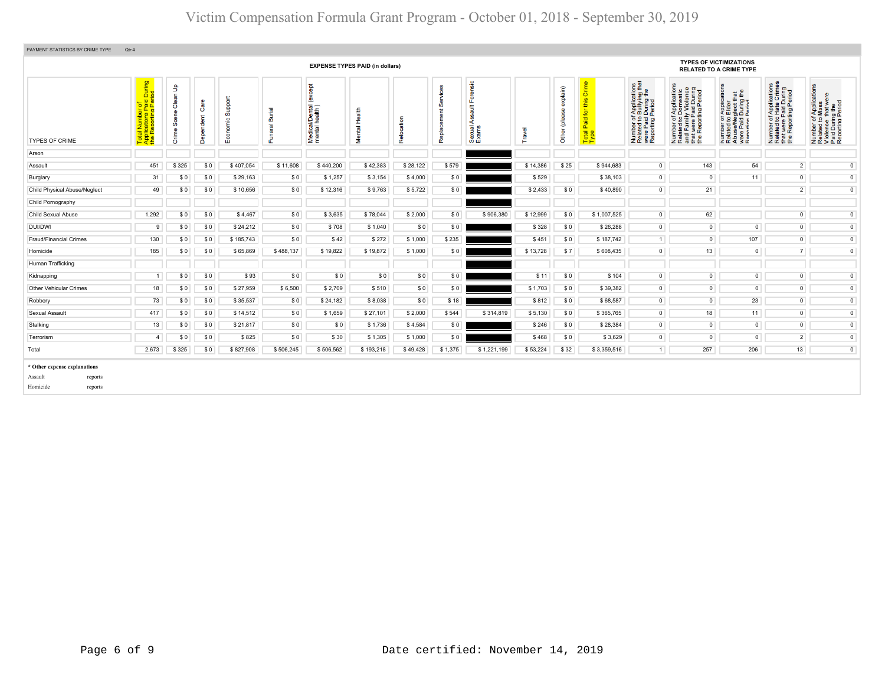# Victim Compensation Formula Grant Program - October 01, 2018 - September 30, 2019

PAYMENT STATISTICS BY CRIME TYPE Qtr:4

| TYPES OF CRIME | Total Number of Applications Paid During the Reporting Period | EXPENSE TYPES PAID (in dollars) | | | | | | | | | | | | Total Paid for this Crime Type | TYPES OF VICTIMIZATIONS RELATED TO A CRIME TYPE | | | | |
|---|---|---|---|---|---|---|---|---|---|---|---|---|---|---|---|---|---|---|---|
| | | Crime Scene Clean Up | Dependent Care | Economic Support | Funeral Burial | Medical/Dental (except mental health) | Mental Health | Relocation | Replacement Services | Sexual Assault Forensic Exams | Travel | Other (please explain) | | | Number of Applications Related to Bullying that were Paid During the Reporting Period | Number of Applications Related to Domestic and Family Violence that were Paid During the Reporting Period | Number of Applications Related to Elder Abuse/Neglect that were Paid During the Reporting Period | Number of Applications Related to Hate Crimes that were Paid During the Reporting Period | Number of Applications Related to Mass Violence that were Paid During the Reporting Period |
| Arson | | | | | | | | | | | | | | | | | | |
| Assault | 451 | $ 325 | $ 0 | $ 407,054 | $ 11,608 | $ 440,200 | $ 42,383 | $ 28,122 | $ 579 | | $ 14,386 | $ 25 | $ 944,683 | 0 | 143 | 54 | 2 | 0 |
| Burglary | 31 | $ 0 | $ 0 | $ 29,163 | $ 0 | $ 1,257 | $ 3,154 | $ 4,000 | $ 0 | | $ 529 | | $ 38,103 | 0 | 0 | 11 | 0 | 0 |
| Child Physical Abuse/Neglect | 49 | $ 0 | $ 0 | $ 10,656 | $ 0 | $ 12,316 | $ 9,763 | $ 5,722 | $ 0 | | $ 2,433 | $ 0 | $ 40,890 | 0 | 21 | | 2 | 0 |
| Child Pornography | | | | | | | | | | | | | | | | | | |
| Child Sexual Abuse | 1,292 | $ 0 | $ 0 | $ 4,467 | $ 0 | $ 3,635 | $ 78,044 | $ 2,000 | $ 0 | $ 906,380 | $ 12,999 | $ 0 | $ 1,007,525 | 0 | 62 | | 0 | 0 |
| DUI/DWI | 9 | $ 0 | $ 0 | $ 24,212 | $ 0 | $ 708 | $ 1,040 | $ 0 | $ 0 | | $ 328 | $ 0 | $ 26,288 | 0 | 0 | 0 | 0 | 0 |
| Fraud/Financial Crimes | 130 | $ 0 | $ 0 | $ 185,743 | $ 0 | $ 42 | $ 272 | $ 1,000 | $ 235 | | $ 451 | $ 0 | $ 187,742 | 1 | 0 | 107 | 0 | 0 |
| Homicide | 185 | $ 0 | $ 0 | $ 65,869 | $ 488,137 | $ 19,822 | $ 19,872 | $ 1,000 | $ 0 | | $ 13,728 | $ 7 | $ 608,435 | 0 | 13 | 0 | 7 | 0 |
| Human Trafficking | | | | | | | | | | | | | | | | | | |
| Kidnapping | 1 | $ 0 | $ 0 | $ 93 | $ 0 | $ 0 | $ 0 | $ 0 | $ 0 | | $ 11 | $ 0 | $ 104 | 0 | 0 | 0 | 0 | 0 |
| Other Vehicular Crimes | 18 | $ 0 | $ 0 | $ 27,959 | $ 6,500 | $ 2,709 | $ 510 | $ 0 | $ 0 | | $ 1,703 | $ 0 | $ 39,382 | 0 | 0 | 0 | 0 | 0 |
| Robbery | 73 | $ 0 | $ 0 | $ 35,537 | $ 0 | $ 24,182 | $ 8,038 | $ 0 | $ 18 | | $ 812 | $ 0 | $ 68,587 | 0 | 0 | 23 | 0 | 0 |
| Sexual Assault | 417 | $ 0 | $ 0 | $ 14,512 | $ 0 | $ 1,659 | $ 27,101 | $ 2,000 | $ 544 | $ 314,819 | $ 5,130 | $ 0 | $ 365,765 | 0 | 18 | 11 | 0 | 0 |
| Stalking | 13 | $ 0 | $ 0 | $ 21,817 | $ 0 | $ 0 | $ 1,736 | $ 4,584 | $ 0 | | $ 246 | $ 0 | $ 28,384 | 0 | 0 | 0 | 0 | 0 |
| Terrorism | 4 | $ 0 | $ 0 | $ 825 | $ 0 | $ 30 | $ 1,305 | $ 1,000 | $ 0 | | $ 468 | $ 0 | $ 3,629 | 0 | 0 | 0 | 2 | 0 |
| Total | 2,673 | $ 325 | $ 0 | $ 827,908 | $ 506,245 | $ 506,562 | $ 193,218 | $ 49,428 | $ 1,375 | $ 1,221,199 | $ 53,224 | $ 32 | $ 3,359,516 | 1 | 257 | 206 | 13 | 0 |

**\* Other expense explanations**

Assault reports

Homicide reports

Date certified: November 14, 2019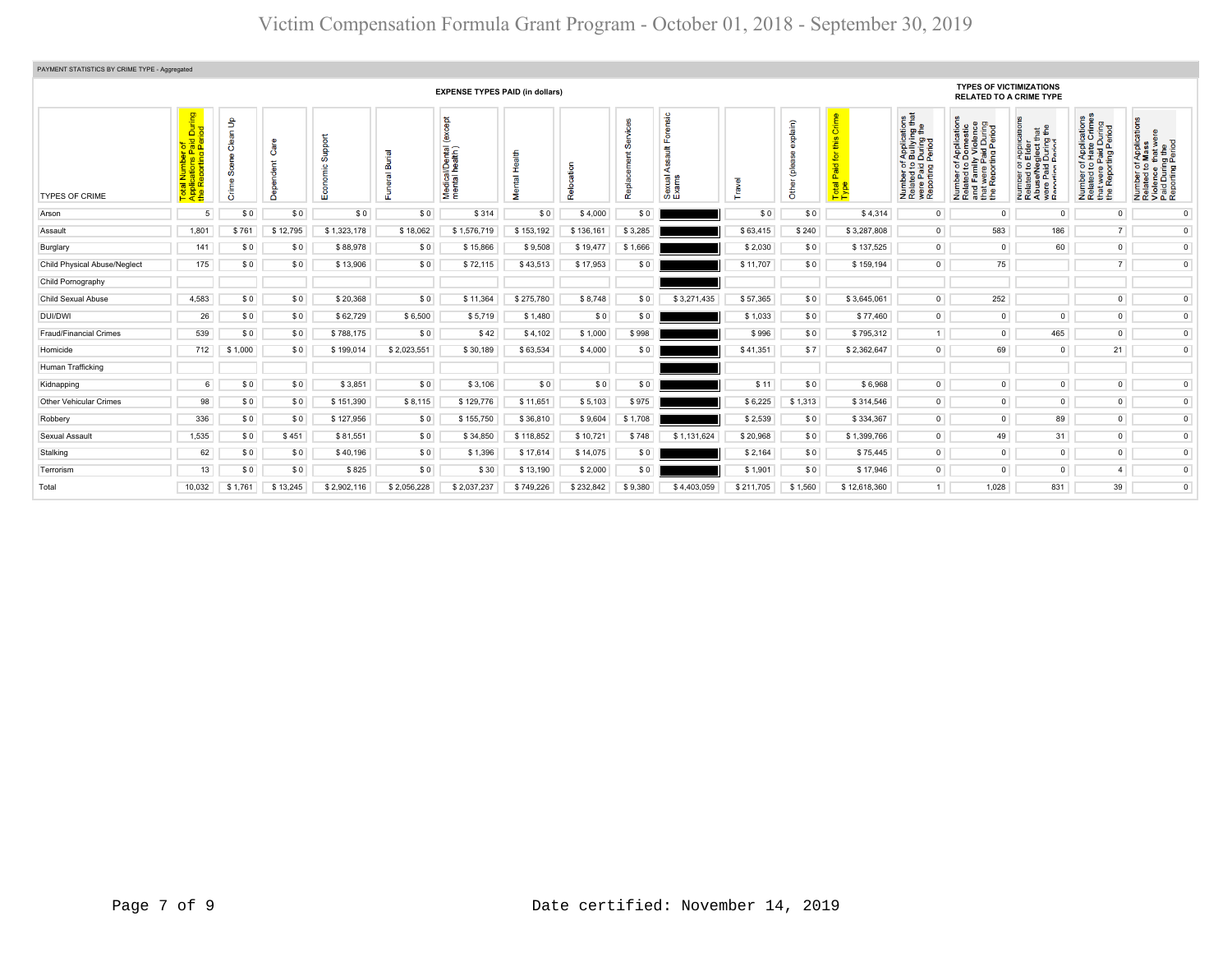# Victim Compensation Formula Grant Program - October 01, 2018 - September 30, 2019

PAYMENT STATISTICS BY CRIME TYPE - Aggregated

| TYPES OF CRIME | Total Number of Applications Paid During the Reporting Period | EXPENSE TYPES PAID (in dollars) Crime Scene Clean Up | Dependent Care | Economic Support | Funeral Burial | Medical/Dental (except mental health) | Mental Health | Relocation | Replacement Services | Sexual Assault Forensic Exams | Travel | Other (please explain) | Total Paid for this Crime Type | TYPES OF VICTIMIZATIONS RELATED TO A CRIME TYPE Number of Applications Related to Bullying that were Paid During the Reporting Period | Number of Applications Related to Domestic and Family Violence that were Paid During the Reporting Period | Number of Applications Related to Elder Abuse/Neglect that were Paid During the Reporting Period | Number of Applications Related to Hate Crimes that were Paid During the Reporting Period | Number of Applications Related to Mass Violence that were Paid During the Reporting Period |
|---|---|---|---|---|---|---|---|---|---|---|---|---|---|---|---|---|---|---|
| Arson | 5 | $ 0 | $ 0 | $ 0 | $ 0 | $ 314 | $ 0 | $ 4,000 | $ 0 | | $ 0 | $ 0 | $ 4,314 | 0 | 0 | 0 | 0 | 0 |
| Assault | 1,801 | $ 761 | $ 12,795 | $ 1,323,178 | $ 18,062 | $ 1,576,719 | $ 153,192 | $ 136,161 | $ 3,285 | | $ 63,415 | $ 240 | $ 3,287,808 | 0 | 583 | 186 | 7 | 0 |
| Burglary | 141 | $ 0 | $ 0 | $ 88,978 | $ 0 | $ 15,866 | $ 9,508 | $ 19,477 | $ 1,666 | | $ 2,030 | $ 0 | $ 137,525 | 0 | 0 | 60 | 0 | 0 |
| Child Physical Abuse/Neglect | 175 | $ 0 | $ 0 | $ 13,906 | $ 0 | $ 72,115 | $ 43,513 | $ 17,953 | $ 0 | | $ 11,707 | $ 0 | $ 159,194 | 0 | 75 | | 7 | 0 |
| Child Pornography | | | | | | | | | | | | | | | | | | |
| Child Sexual Abuse | 4,583 | $ 0 | $ 0 | $ 20,368 | $ 0 | $ 11,364 | $ 275,780 | $ 8,748 | $ 0 | $ 3,271,435 | $ 57,365 | $ 0 | $ 3,645,061 | 0 | 252 | | 0 | 0 |
| DUI/DWI | 26 | $ 0 | $ 0 | $ 62,729 | $ 6,500 | $ 5,719 | $ 1,480 | $ 0 | $ 0 | | $ 1,033 | $ 0 | $ 77,460 | 0 | 0 | 0 | 0 | 0 |
| Fraud/Financial Crimes | 539 | $ 0 | $ 0 | $ 788,175 | $ 0 | $ 42 | $ 4,102 | $ 1,000 | $ 998 | | $ 996 | $ 0 | $ 795,312 | 1 | 0 | 465 | 0 | 0 |
| Homicide | 712 | $ 1,000 | $ 0 | $ 199,014 | $ 2,023,551 | $ 30,189 | $ 63,534 | $ 4,000 | $ 0 | | $ 41,351 | $ 7 | $ 2,362,647 | 0 | 69 | 0 | 21 | 0 |
| Human Trafficking | | | | | | | | | | | | | | | | | | |
| Kidnapping | 6 | $ 0 | $ 0 | $ 3,851 | $ 0 | $ 3,106 | $ 0 | $ 0 | $ 0 | | $ 11 | $ 0 | $ 6,968 | 0 | 0 | 0 | 0 | 0 |
| Other Vehicular Crimes | 98 | $ 0 | $ 0 | $ 151,390 | $ 8,115 | $ 129,776 | $ 11,651 | $ 5,103 | $ 975 | | $ 6,225 | $ 1,313 | $ 314,546 | 0 | 0 | 0 | 0 | 0 |
| Robbery | 336 | $ 0 | $ 0 | $ 127,956 | $ 0 | $ 155,750 | $ 36,810 | $ 9,604 | $ 1,708 | | $ 2,539 | $ 0 | $ 334,367 | 0 | 0 | 89 | 0 | 0 |
| Sexual Assault | 1,535 | $ 0 | $ 451 | $ 81,551 | $ 0 | $ 34,850 | $ 118,852 | $ 10,721 | $ 748 | $ 1,131,624 | $ 20,968 | $ 0 | $ 1,399,766 | 0 | 49 | 31 | 0 | 0 |
| Stalking | 62 | $ 0 | $ 0 | $ 40,196 | $ 0 | $ 1,396 | $ 17,614 | $ 14,075 | $ 0 | | $ 2,164 | $ 0 | $ 75,445 | 0 | 0 | 0 | 0 | 0 |
| Terrorism | 13 | $ 0 | $ 0 | $ 825 | $ 0 | $ 30 | $ 13,190 | $ 2,000 | $ 0 | | $ 1,901 | $ 0 | $ 17,946 | 0 | 0 | 0 | 4 | 0 |
| Total | 10,032 | $ 1,761 | $ 13,245 | $ 2,902,116 | $ 2,056,228 | $ 2,037,237 | $ 749,226 | $ 232,842 | $ 9,380 | $ 4,403,059 | $ 211,705 | $ 1,560 | $ 12,618,360 | 1 | 1,028 | 831 | 39 | 0 |

Date certified: November 14, 2019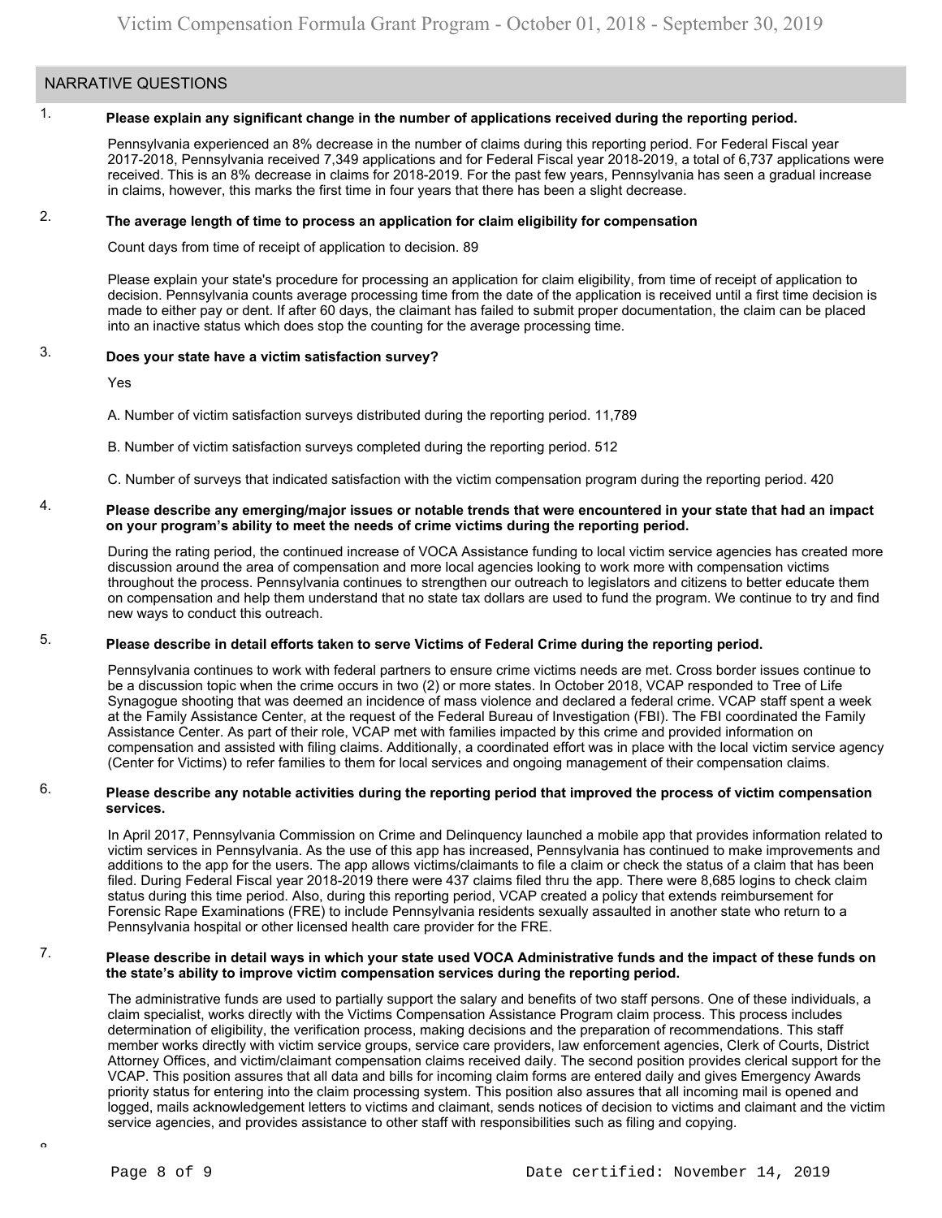## NARRATIVE QUESTIONS

1. **Please explain any significant change in the number of applications received during the reporting period.**

Pennsylvania experienced an 8% decrease in the number of claims during this reporting period. For Federal Fiscal year 2017-2018, Pennsylvania received 7,349 applications and for Federal Fiscal year 2018-2019, a total of 6,737 applications were received. This is an 8% decrease in claims for 2018-2019. For the past few years, Pennsylvania has seen a gradual increase in claims, however, this marks the first time in four years that there has been a slight decrease.

2. **The average length of time to process an application for claim eligibility for compensation**

Count days from time of receipt of application to decision. 89

Please explain your state's procedure for processing an application for claim eligibility, from time of receipt of application to decision. Pennsylvania counts average processing time from the date of the application is received until a first time decision is made to either pay or dent. If after 60 days, the claimant has failed to submit proper documentation, the claim can be placed into an inactive status which does stop the counting for the average processing time.

3. **Does your state have a victim satisfaction survey?**

Yes

A. Number of victim satisfaction surveys distributed during the reporting period. 11,789

B. Number of victim satisfaction surveys completed during the reporting period. 512

C. Number of surveys that indicated satisfaction with the victim compensation program during the reporting period. 420

4. **Please describe any emerging/major issues or notable trends that were encountered in your state that had an impact on your program's ability to meet the needs of crime victims during the reporting period.**

During the rating period, the continued increase of VOCA Assistance funding to local victim service agencies has created more discussion around the area of compensation and more local agencies looking to work more with compensation victims throughout the process. Pennsylvania continues to strengthen our outreach to legislators and citizens to better educate them on compensation and help them understand that no state tax dollars are used to fund the program. We continue to try and find new ways to conduct this outreach.

5. **Please describe in detail efforts taken to serve Victims of Federal Crime during the reporting period.**

Pennsylvania continues to work with federal partners to ensure crime victims needs are met. Cross border issues continue to be a discussion topic when the crime occurs in two (2) or more states. In October 2018, VCAP responded to Tree of Life Synagogue shooting that was deemed an incidence of mass violence and declared a federal crime. VCAP staff spent a week at the Family Assistance Center, at the request of the Federal Bureau of Investigation (FBI). The FBI coordinated the Family Assistance Center. As part of their role, VCAP met with families impacted by this crime and provided information on compensation and assisted with filing claims. Additionally, a coordinated effort was in place with the local victim service agency (Center for Victims) to refer families to them for local services and ongoing management of their compensation claims.

6. **Please describe any notable activities during the reporting period that improved the process of victim compensation services.**

In April 2017, Pennsylvania Commission on Crime and Delinquency launched a mobile app that provides information related to victim services in Pennsylvania. As the use of this app has increased, Pennsylvania has continued to make improvements and additions to the app for the users. The app allows victims/claimants to file a claim or check the status of a claim that has been filed. During Federal Fiscal year 2018-2019 there were 437 claims filed thru the app. There were 8,685 logins to check claim status during this time period. Also, during this reporting period, VCAP created a policy that extends reimbursement for Forensic Rape Examinations (FRE) to include Pennsylvania residents sexually assaulted in another state who return to a Pennsylvania hospital or other licensed health care provider for the FRE.

7. **Please describe in detail ways in which your state used VOCA Administrative funds and the impact of these funds on the state's ability to improve victim compensation services during the reporting period.**

The administrative funds are used to partially support the salary and benefits of two staff persons. One of these individuals, a claim specialist, works directly with the Victims Compensation Assistance Program claim process. This process includes determination of eligibility, the verification process, making decisions and the preparation of recommendations. This staff member works directly with victim service groups, service care providers, law enforcement agencies, Clerk of Courts, District Attorney Offices, and victim/claimant compensation claims received daily. The second position provides clerical support for the VCAP. This position assures that all data and bills for incoming claim forms are entered daily and gives Emergency Awards priority status for entering into the claim processing system. This position also assures that all incoming mail is opened and logged, mails acknowledgement letters to victims and claimant, sends notices of decision to victims and claimant and the victim service agencies, and provides assistance to other staff with responsibilities such as filing and copying.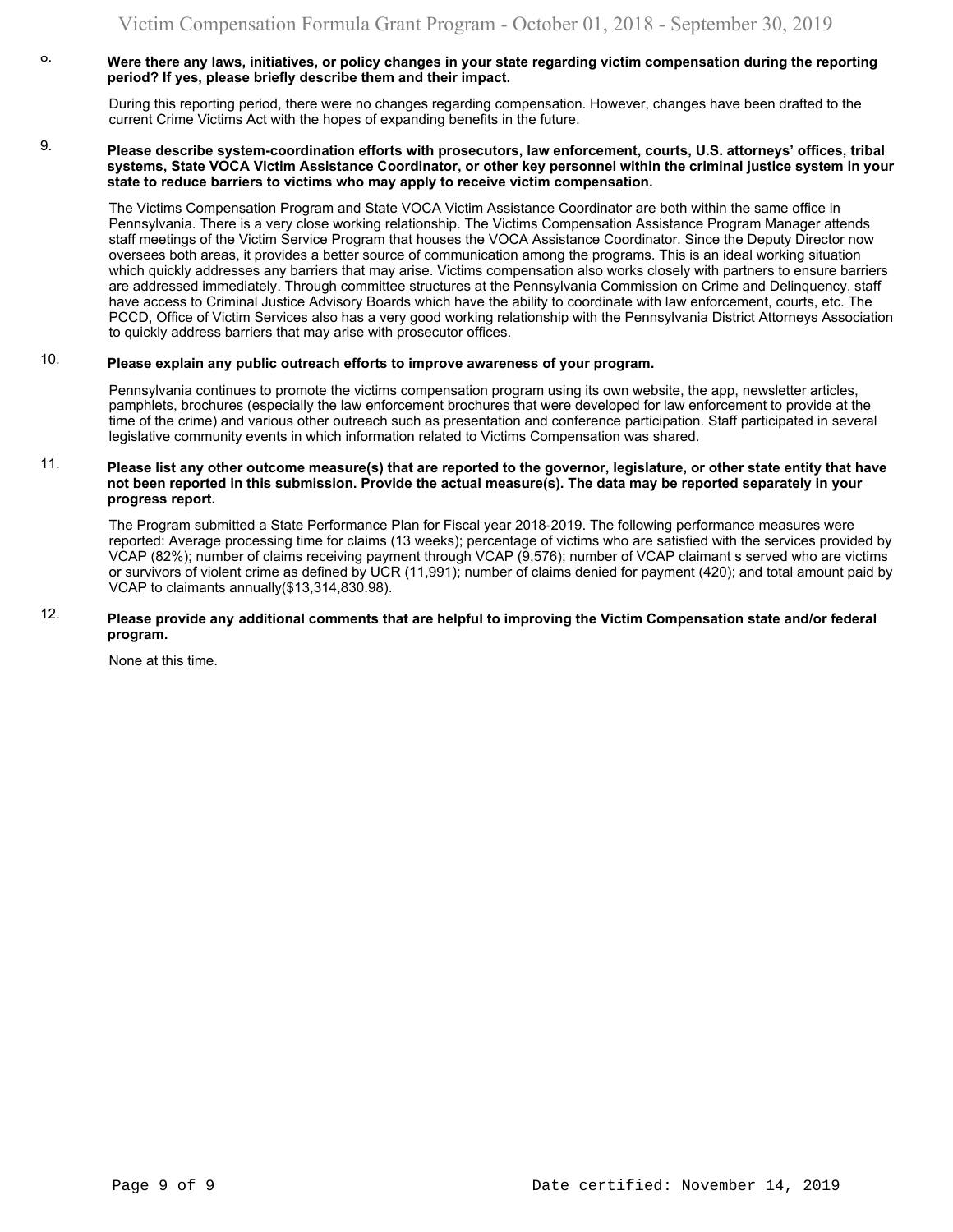8. **Were there any laws, initiatives, or policy changes in your state regarding victim compensation during the reporting period? If yes, please briefly describe them and their impact.**

   During this reporting period, there were no changes regarding compensation. However, changes have been drafted to the current Crime Victims Act with the hopes of expanding benefits in the future.

9. **Please describe system-coordination efforts with prosecutors, law enforcement, courts, U.S. attorneys' offices, tribal systems, State VOCA Victim Assistance Coordinator, or other key personnel within the criminal justice system in your state to reduce barriers to victims who may apply to receive victim compensation.**

   The Victims Compensation Program and State VOCA Victim Assistance Coordinator are both within the same office in Pennsylvania. There is a very close working relationship. The Victims Compensation Assistance Program Manager attends staff meetings of the Victim Service Program that houses the VOCA Assistance Coordinator. Since the Deputy Director now oversees both areas, it provides a better source of communication among the programs. This is an ideal working situation which quickly addresses any barriers that may arise. Victims compensation also works closely with partners to ensure barriers are addressed immediately. Through committee structures at the Pennsylvania Commission on Crime and Delinquency, staff have access to Criminal Justice Advisory Boards which have the ability to coordinate with law enforcement, courts, etc. The PCCD, Office of Victim Services also has a very good working relationship with the Pennsylvania District Attorneys Association to quickly address barriers that may arise with prosecutor offices.

10. **Please explain any public outreach efforts to improve awareness of your program.**

    Pennsylvania continues to promote the victims compensation program using its own website, the app, newsletter articles, pamphlets, brochures (especially the law enforcement brochures that were developed for law enforcement to provide at the time of the crime) and various other outreach such as presentation and conference participation. Staff participated in several legislative community events in which information related to Victims Compensation was shared.

11. **Please list any other outcome measure(s) that are reported to the governor, legislature, or other state entity that have not been reported in this submission. Provide the actual measure(s). The data may be reported separately in your progress report.**

    The Program submitted a State Performance Plan for Fiscal year 2018-2019. The following performance measures were reported: Average processing time for claims (13 weeks); percentage of victims who are satisfied with the services provided by VCAP (82%); number of claims receiving payment through VCAP (9,576); number of VCAP claimant s served who are victims or survivors of violent crime as defined by UCR (11,991); number of claims denied for payment (420); and total amount paid by VCAP to claimants annually($13,314,830.98).

12. **Please provide any additional comments that are helpful to improving the Victim Compensation state and/or federal program.**

    None at this time.

Date certified: November 14, 2019